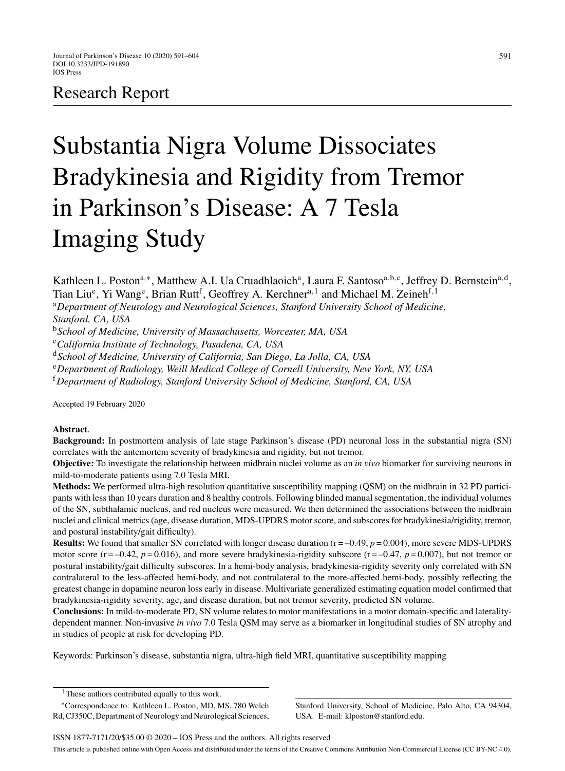## Research Report

# Substantia Nigra Volume Dissociates Bradykinesia and Rigidity from Tremor in Parkinson's Disease: A 7 Tesla Imaging Study

Kathleen L. Poston[a,*], Matthew A.I. Ua Cruadhlaoich[a], Laura F. Santoso[a,b,c], Jeffrey D. Bernstein[a,d], Tian Liu[e], Yi Wang[e], Brian Rutt[f], Geoffrey A. Kerchner[a,1] and Michael M. Zeineh[f,1]

[a]*Department of Neurology and Neurological Sciences, Stanford University School of Medicine, Stanford, CA, USA*

[b]*School of Medicine, University of Massachusetts, Worcester, MA, USA*

[c]*California Institute of Technology, Pasadena, CA, USA*

[d]*School of Medicine, University of California, San Diego, La Jolla, CA, USA*

[e]*Department of Radiology, Weill Medical College of Cornell University, New York, NY, USA*

[f]*Department of Radiology, Stanford University School of Medicine, Stanford, CA, USA*

Accepted 19 February 2020

**Abstract**.

**Background:** In postmortem analysis of late stage Parkinson's disease (PD) neuronal loss in the substantial nigra (SN) correlates with the antemortem severity of bradykinesia and rigidity, but not tremor.

**Objective:** To investigate the relationship between midbrain nuclei volume as an *in vivo* biomarker for surviving neurons in mild-to-moderate patients using 7.0 Tesla MRI.

**Methods:** We performed ultra-high resolution quantitative susceptibility mapping (QSM) on the midbrain in 32 PD participants with less than 10 years duration and 8 healthy controls. Following blinded manual segmentation, the individual volumes of the SN, subthalamic nucleus, and red nucleus were measured. We then determined the associations between the midbrain nuclei and clinical metrics (age, disease duration, MDS-UPDRS motor score, and subscores for bradykinesia/rigidity, tremor, and postural instability/gait difficulty).

**Results:** We found that smaller SN correlated with longer disease duration ($r = -0.49$, $p = 0.004$), more severe MDS-UPDRS motor score ($r = -0.42$, $p = 0.016$), and more severe bradykinesia-rigidity subscore ($r = -0.47$, $p = 0.007$), but not tremor or postural instability/gait difficulty subscores. In a hemi-body analysis, bradykinesia-rigidity severity only correlated with SN contralateral to the less-affected hemi-body, and not contralateral to the more-affected hemi-body, possibly reflecting the greatest change in dopamine neuron loss early in disease. Multivariate generalized estimating equation model confirmed that bradykinesia-rigidity severity, age, and disease duration, but not tremor severity, predicted SN volume.

**Conclusions:** In mild-to-moderate PD, SN volume relates to motor manifestations in a motor domain-specific and laterality-dependent manner. Non-invasive *in vivo* 7.0 Tesla QSM may serve as a biomarker in longitudinal studies of SN atrophy and in studies of people at risk for developing PD.

Keywords: Parkinson's disease, substantia nigra, ultra-high field MRI, quantitative susceptibility mapping

---

[1]These authors contributed equally to this work.

*Correspondence to: Kathleen L. Poston, MD, MS, 780 Welch Rd, CJ350C, Department of Neurology and Neurological Sciences, Stanford University, School of Medicine, Palo Alto, CA 94304, USA. E-mail: klposton@stanford.edu.

ISSN 1877-7171/20/$35.00 © 2020 – IOS Press and the authors. All rights reserved

This article is published online with Open Access and distributed under the terms of the Creative Commons Attribution Non-Commercial License (CC BY-NC 4.0).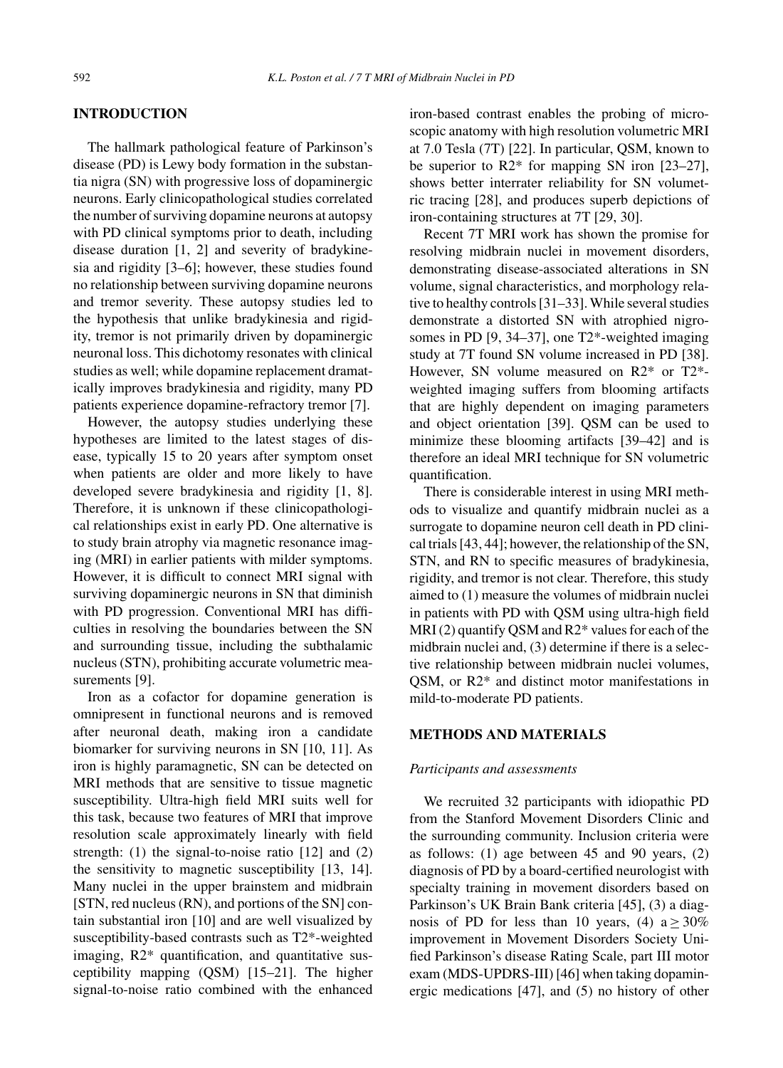## INTRODUCTION

The hallmark pathological feature of Parkinson's disease (PD) is Lewy body formation in the substantia nigra (SN) with progressive loss of dopaminergic neurons. Early clinicopathological studies correlated the number of surviving dopamine neurons at autopsy with PD clinical symptoms prior to death, including disease duration [1, 2] and severity of bradykinesia and rigidity [3–6]; however, these studies found no relationship between surviving dopamine neurons and tremor severity. These autopsy studies led to the hypothesis that unlike bradykinesia and rigidity, tremor is not primarily driven by dopaminergic neuronal loss. This dichotomy resonates with clinical studies as well; while dopamine replacement dramatically improves bradykinesia and rigidity, many PD patients experience dopamine-refractory tremor [7].

However, the autopsy studies underlying these hypotheses are limited to the latest stages of disease, typically 15 to 20 years after symptom onset when patients are older and more likely to have developed severe bradykinesia and rigidity [1, 8]. Therefore, it is unknown if these clinicopathological relationships exist in early PD. One alternative is to study brain atrophy via magnetic resonance imaging (MRI) in earlier patients with milder symptoms. However, it is difficult to connect MRI signal with surviving dopaminergic neurons in SN that diminish with PD progression. Conventional MRI has difficulties in resolving the boundaries between the SN and surrounding tissue, including the subthalamic nucleus (STN), prohibiting accurate volumetric measurements [9].

Iron as a cofactor for dopamine generation is omnipresent in functional neurons and is removed after neuronal death, making iron a candidate biomarker for surviving neurons in SN [10, 11]. As iron is highly paramagnetic, SN can be detected on MRI methods that are sensitive to tissue magnetic susceptibility. Ultra-high field MRI suits well for this task, because two features of MRI that improve resolution scale approximately linearly with field strength: (1) the signal-to-noise ratio [12] and (2) the sensitivity to magnetic susceptibility [13, 14]. Many nuclei in the upper brainstem and midbrain [STN, red nucleus (RN), and portions of the SN] contain substantial iron [10] and are well visualized by susceptibility-based contrasts such as T2*-weighted imaging, R2* quantification, and quantitative susceptibility mapping (QSM) [15–21]. The higher signal-to-noise ratio combined with the enhanced iron-based contrast enables the probing of microscopic anatomy with high resolution volumetric MRI at 7.0 Tesla (7T) [22]. In particular, QSM, known to be superior to R2* for mapping SN iron [23–27], shows better interrater reliability for SN volumetric tracing [28], and produces superb depictions of iron-containing structures at 7T [29, 30].

Recent 7T MRI work has shown the promise for resolving midbrain nuclei in movement disorders, demonstrating disease-associated alterations in SN volume, signal characteristics, and morphology relative to healthy controls [31–33]. While several studies demonstrate a distorted SN with atrophied nigrosomes in PD [9, 34–37], one T2*-weighted imaging study at 7T found SN volume increased in PD [38]. However, SN volume measured on R2* or T2*-weighted imaging suffers from blooming artifacts that are highly dependent on imaging parameters and object orientation [39]. QSM can be used to minimize these blooming artifacts [39–42] and is therefore an ideal MRI technique for SN volumetric quantification.

There is considerable interest in using MRI methods to visualize and quantify midbrain nuclei as a surrogate to dopamine neuron cell death in PD clinical trials [43, 44]; however, the relationship of the SN, STN, and RN to specific measures of bradykinesia, rigidity, and tremor is not clear. Therefore, this study aimed to (1) measure the volumes of midbrain nuclei in patients with PD with QSM using ultra-high field MRI (2) quantify QSM and R2* values for each of the midbrain nuclei and, (3) determine if there is a selective relationship between midbrain nuclei volumes, QSM, or R2* and distinct motor manifestations in mild-to-moderate PD patients.

## METHODS AND MATERIALS

### *Participants and assessments*

We recruited 32 participants with idiopathic PD from the Stanford Movement Disorders Clinic and the surrounding community. Inclusion criteria were as follows: (1) age between 45 and 90 years, (2) diagnosis of PD by a board-certified neurologist with specialty training in movement disorders based on Parkinson's UK Brain Bank criteria [45], (3) a diagnosis of PD for less than 10 years, (4) a $\geq 30\%$ improvement in Movement Disorders Society Unified Parkinson's disease Rating Scale, part III motor exam (MDS-UPDRS-III) [46] when taking dopaminergic medications [47], and (5) no history of other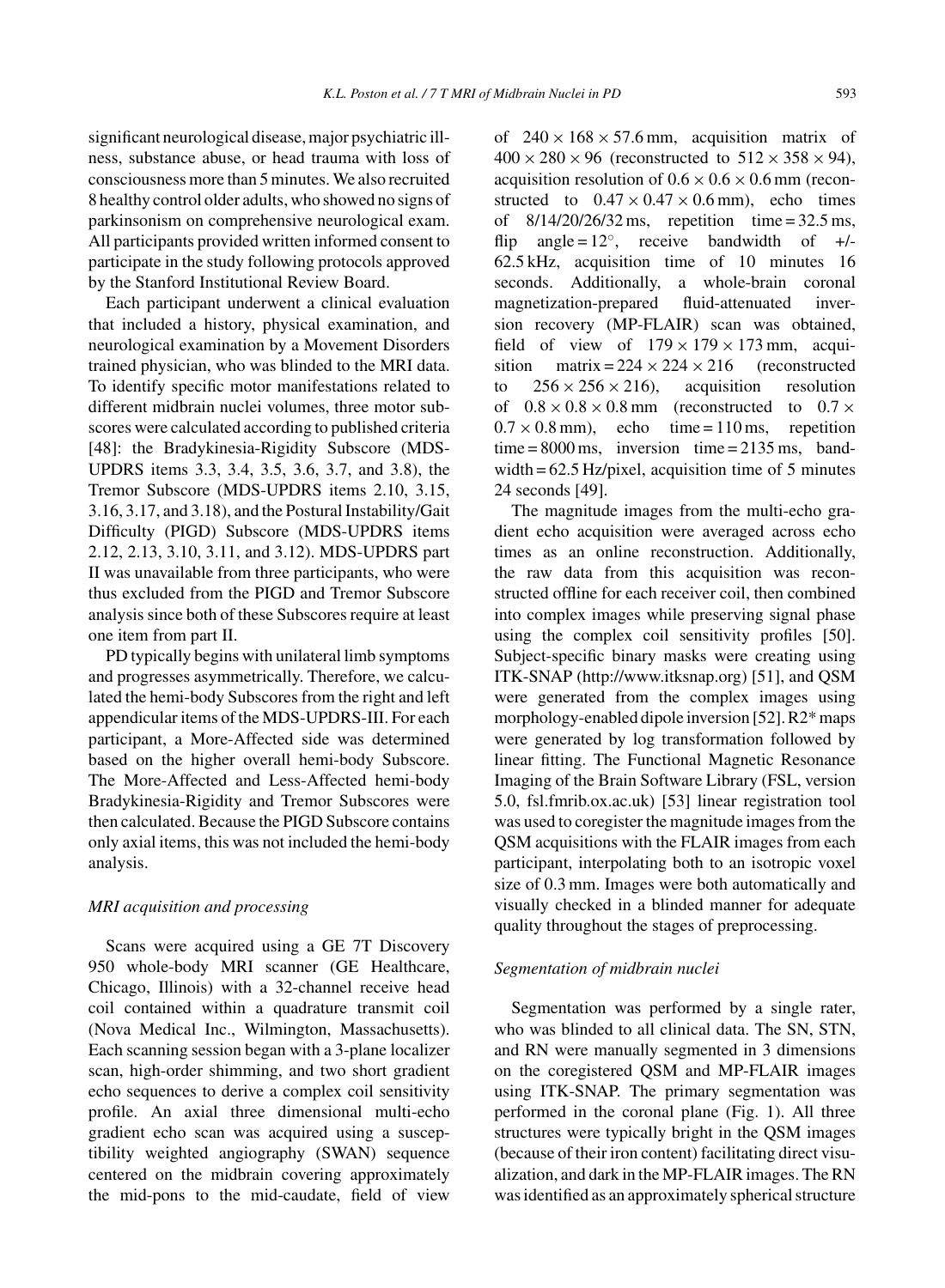significant neurological disease, major psychiatric illness, substance abuse, or head trauma with loss of consciousness more than 5 minutes. We also recruited 8 healthy control older adults, who showed no signs of parkinsonism on comprehensive neurological exam. All participants provided written informed consent to participate in the study following protocols approved by the Stanford Institutional Review Board.

Each participant underwent a clinical evaluation that included a history, physical examination, and neurological examination by a Movement Disorders trained physician, who was blinded to the MRI data. To identify specific motor manifestations related to different midbrain nuclei volumes, three motor subscores were calculated according to published criteria [48]: the Bradykinesia-Rigidity Subscore (MDS-UPDRS items 3.3, 3.4, 3.5, 3.6, 3.7, and 3.8), the Tremor Subscore (MDS-UPDRS items 2.10, 3.15, 3.16, 3.17, and 3.18), and the Postural Instability/Gait Difficulty (PIGD) Subscore (MDS-UPDRS items 2.12, 2.13, 3.10, 3.11, and 3.12). MDS-UPDRS part II was unavailable from three participants, who were thus excluded from the PIGD and Tremor Subscore analysis since both of these Subscores require at least one item from part II.

PD typically begins with unilateral limb symptoms and progresses asymmetrically. Therefore, we calculated the hemi-body Subscores from the right and left appendicular items of the MDS-UPDRS-III. For each participant, a More-Affected side was determined based on the higher overall hemi-body Subscore. The More-Affected and Less-Affected hemi-body Bradykinesia-Rigidity and Tremor Subscores were then calculated. Because the PIGD Subscore contains only axial items, this was not included the hemi-body analysis.

### *MRI acquisition and processing*

Scans were acquired using a GE 7T Discovery 950 whole-body MRI scanner (GE Healthcare, Chicago, Illinois) with a 32-channel receive head coil contained within a quadrature transmit coil (Nova Medical Inc., Wilmington, Massachusetts). Each scanning session began with a 3-plane localizer scan, high-order shimming, and two short gradient echo sequences to derive a complex coil sensitivity profile. An axial three dimensional multi-echo gradient echo scan was acquired using a susceptibility weighted angiography (SWAN) sequence centered on the midbrain covering approximately the mid-pons to the mid-caudate, field of view of $240 \times 168 \times 57.6$ mm, acquisition matrix of $400 \times 280 \times 96$ (reconstructed to $512 \times 358 \times 94$), acquisition resolution of $0.6 \times 0.6 \times 0.6$ mm (reconstructed to $0.47 \times 0.47 \times 0.6$ mm), echo times of 8/14/20/26/32 ms, repetition time = 32.5 ms, flip angle = 12°, receive bandwidth of +/- 62.5 kHz, acquisition time of 10 minutes 16 seconds. Additionally, a whole-brain coronal magnetization-prepared fluid-attenuated inversion recovery (MP-FLAIR) scan was obtained, field of view of $179 \times 179 \times 173$ mm, acquisition matrix = $224 \times 224 \times 216$ (reconstructed to $256 \times 256 \times 216$), acquisition resolution of $0.8 \times 0.8 \times 0.8$ mm (reconstructed to $0.7 \times 0.7 \times 0.8$ mm), echo time = 110 ms, repetition time = 8000 ms, inversion time = 2135 ms, bandwidth = 62.5 Hz/pixel, acquisition time of 5 minutes 24 seconds [49].

The magnitude images from the multi-echo gradient echo acquisition were averaged across echo times as an online reconstruction. Additionally, the raw data from this acquisition was reconstructed offline for each receiver coil, then combined into complex images while preserving signal phase using the complex coil sensitivity profiles [50]. Subject-specific binary masks were creating using ITK-SNAP (http://www.itksnap.org) [51], and QSM were generated from the complex images using morphology-enabled dipole inversion [52]. R2* maps were generated by log transformation followed by linear fitting. The Functional Magnetic Resonance Imaging of the Brain Software Library (FSL, version 5.0, fsl.fmrib.ox.ac.uk) [53] linear registration tool was used to coregister the magnitude images from the QSM acquisitions with the FLAIR images from each participant, interpolating both to an isotropic voxel size of 0.3 mm. Images were both automatically and visually checked in a blinded manner for adequate quality throughout the stages of preprocessing.

### *Segmentation of midbrain nuclei*

Segmentation was performed by a single rater, who was blinded to all clinical data. The SN, STN, and RN were manually segmented in 3 dimensions on the coregistered QSM and MP-FLAIR images using ITK-SNAP. The primary segmentation was performed in the coronal plane (Fig. 1). All three structures were typically bright in the QSM images (because of their iron content) facilitating direct visualization, and dark in the MP-FLAIR images. The RN was identified as an approximately spherical structure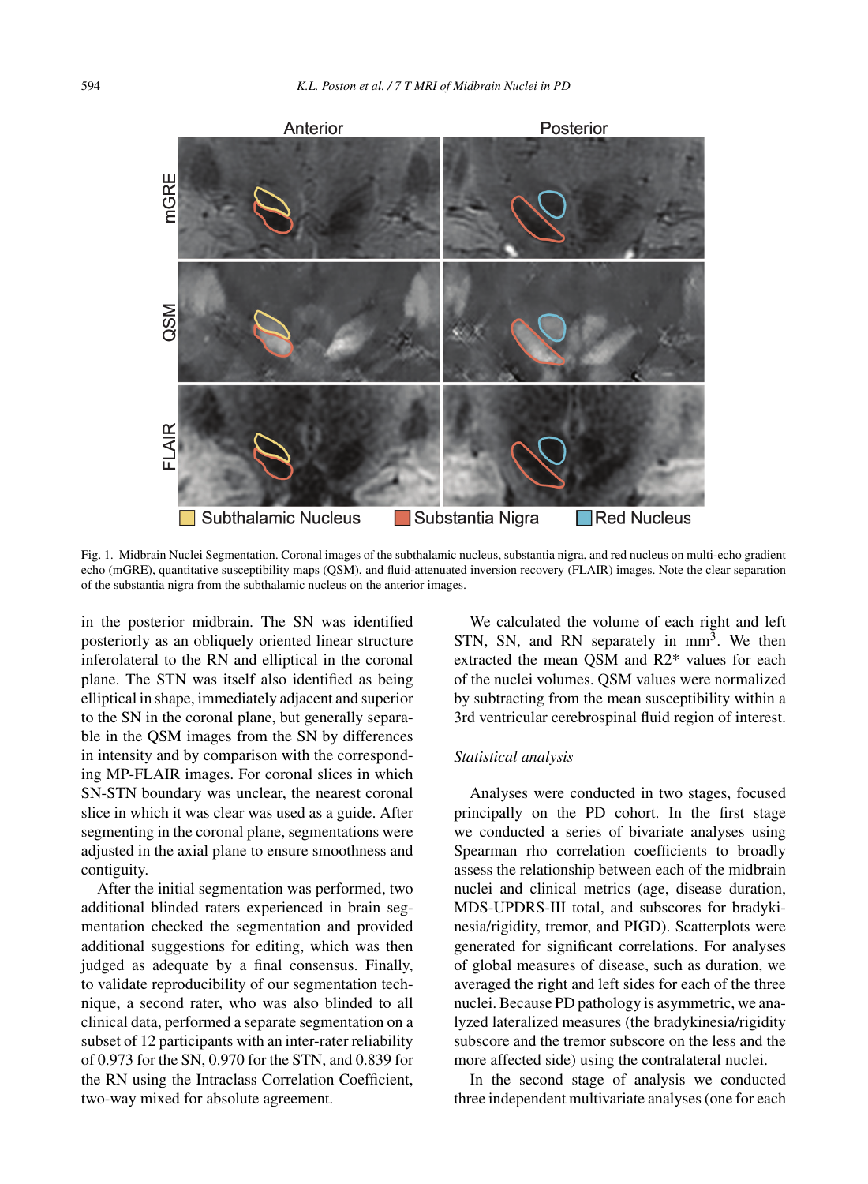Fig. 1. Midbrain Nuclei Segmentation. Coronal images of the subthalamic nucleus, substantia nigra, and red nucleus on multi-echo gradient echo (mGRE), quantitative susceptibility maps (QSM), and fluid-attenuated inversion recovery (FLAIR) images. Note the clear separation of the substantia nigra from the subthalamic nucleus on the anterior images.

in the posterior midbrain. The SN was identified posteriorly as an obliquely oriented linear structure inferolateral to the RN and elliptical in the coronal plane. The STN was itself also identified as being elliptical in shape, immediately adjacent and superior to the SN in the coronal plane, but generally separable in the QSM images from the SN by differences in intensity and by comparison with the corresponding MP-FLAIR images. For coronal slices in which SN-STN boundary was unclear, the nearest coronal slice in which it was clear was used as a guide. After segmenting in the coronal plane, segmentations were adjusted in the axial plane to ensure smoothness and contiguity.

After the initial segmentation was performed, two additional blinded raters experienced in brain segmentation checked the segmentation and provided additional suggestions for editing, which was then judged as adequate by a final consensus. Finally, to validate reproducibility of our segmentation technique, a second rater, who was also blinded to all clinical data, performed a separate segmentation on a subset of 12 participants with an inter-rater reliability of 0.973 for the SN, 0.970 for the STN, and 0.839 for the RN using the Intraclass Correlation Coefficient, two-way mixed for absolute agreement.

We calculated the volume of each right and left STN, SN, and RN separately in $mm^3$. We then extracted the mean QSM and R2* values for each of the nuclei volumes. QSM values were normalized by subtracting from the mean susceptibility within a 3rd ventricular cerebrospinal fluid region of interest.

### *Statistical analysis*

Analyses were conducted in two stages, focused principally on the PD cohort. In the first stage we conducted a series of bivariate analyses using Spearman rho correlation coefficients to broadly assess the relationship between each of the midbrain nuclei and clinical metrics (age, disease duration, MDS-UPDRS-III total, and subscores for bradykinesia/rigidity, tremor, and PIGD). Scatterplots were generated for significant correlations. For analyses of global measures of disease, such as duration, we averaged the right and left sides for each of the three nuclei. Because PD pathology is asymmetric, we analyzed lateralized measures (the bradykinesia/rigidity subscore and the tremor subscore on the less and the more affected side) using the contralateral nuclei.

In the second stage of analysis we conducted three independent multivariate analyses (one for each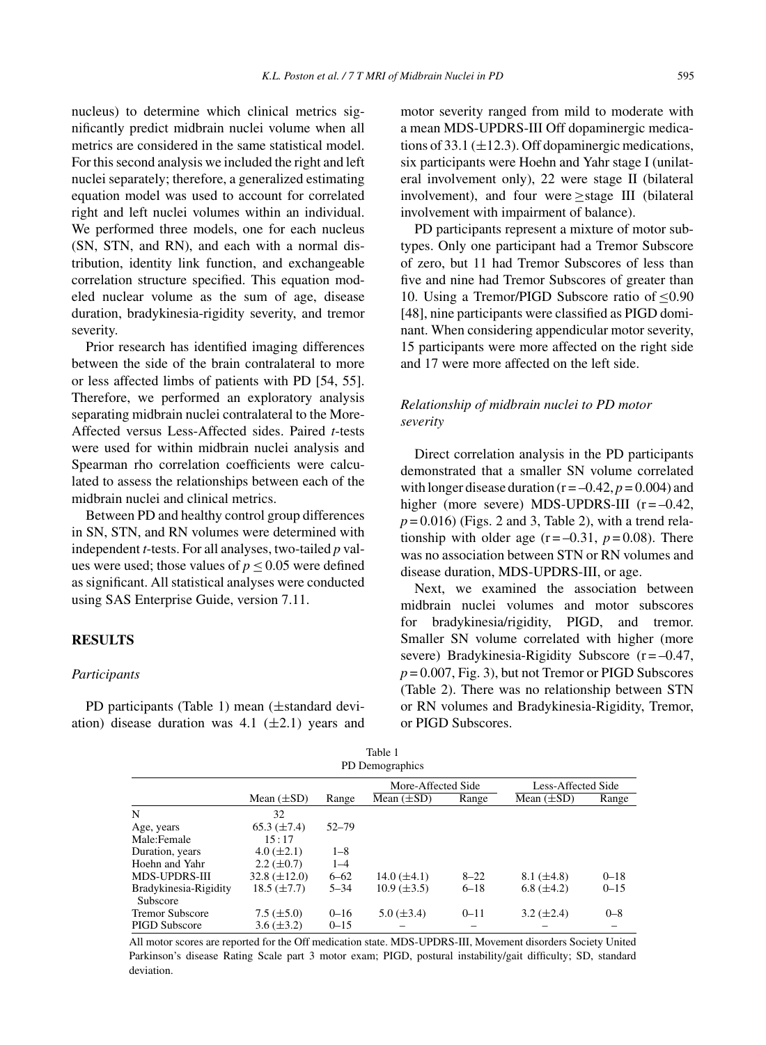nucleus) to determine which clinical metrics significantly predict midbrain nuclei volume when all metrics are considered in the same statistical model. For this second analysis we included the right and left nuclei separately; therefore, a generalized estimating equation model was used to account for correlated right and left nuclei volumes within an individual. We performed three models, one for each nucleus (SN, STN, and RN), and each with a normal distribution, identity link function, and exchangeable correlation structure specified. This equation modeled nuclear volume as the sum of age, disease duration, bradykinesia-rigidity severity, and tremor severity.

Prior research has identified imaging differences between the side of the brain contralateral to more or less affected limbs of patients with PD [54, 55]. Therefore, we performed an exploratory analysis separating midbrain nuclei contralateral to the More-Affected versus Less-Affected sides. Paired *t*-tests were used for within midbrain nuclei analysis and Spearman rho correlation coefficients were calculated to assess the relationships between each of the midbrain nuclei and clinical metrics.

Between PD and healthy control group differences in SN, STN, and RN volumes were determined with independent *t*-tests. For all analyses, two-tailed *p* values were used; those values of $p \leq 0.05$ were defined as significant. All statistical analyses were conducted using SAS Enterprise Guide, version 7.11.

## RESULTS

### *Participants*

PD participants (Table 1) mean (±standard deviation) disease duration was 4.1 (±2.1) years and motor severity ranged from mild to moderate with a mean MDS-UPDRS-III Off dopaminergic medications of 33.1 (±12.3). Off dopaminergic medications, six participants were Hoehn and Yahr stage I (unilateral involvement only), 22 were stage II (bilateral involvement), and four were ≥stage III (bilateral involvement with impairment of balance).

PD participants represent a mixture of motor subtypes. Only one participant had a Tremor Subscore of zero, but 11 had Tremor Subscores of less than five and nine had Tremor Subscores of greater than 10. Using a Tremor/PIGD Subscore ratio of ≤0.90 [48], nine participants were classified as PIGD dominant. When considering appendicular motor severity, 15 participants were more affected on the right side and 17 were more affected on the left side.

### *Relationship of midbrain nuclei to PD motor severity*

Direct correlation analysis in the PD participants demonstrated that a smaller SN volume correlated with longer disease duration ($r = -0.42$, $p = 0.004$) and higher (more severe) MDS-UPDRS-III ($r = -0.42$, $p = 0.016$) (Figs. 2 and 3, Table 2), with a trend relationship with older age ($r = -0.31$, $p = 0.08$). There was no association between STN or RN volumes and disease duration, MDS-UPDRS-III, or age.

Next, we examined the association between midbrain nuclei volumes and motor subscores for bradykinesia/rigidity, PIGD, and tremor. Smaller SN volume correlated with higher (more severe) Bradykinesia-Rigidity Subscore ($r = -0.47$, $p = 0.007$, Fig. 3), but not Tremor or PIGD Subscores (Table 2). There was no relationship between STN or RN volumes and Bradykinesia-Rigidity, Tremor, or PIGD Subscores.

Table 1
PD Demographics

| | | | More-Affected Side | | Less-Affected Side | |
|---|---|---|---|---|---|---|
| | Mean (±SD) | Range | Mean (±SD) | Range | Mean (±SD) | Range |
| N | 32 | | | | | |
| Age, years | 65.3 (±7.4) | 52–79 | | | | |
| Male:Female | 15 : 17 | | | | | |
| Duration, years | 4.0 (±2.1) | 1–8 | | | | |
| Hoehn and Yahr | 2.2 (±0.7) | 1–4 | | | | |
| MDS-UPDRS-III | 32.8 (±12.0) | 6–62 | 14.0 (±4.1) | 8–22 | 8.1 (±4.8) | 0–18 |
| Bradykinesia-Rigidity Subscore | 18.5 (±7.7) | 5–34 | 10.9 (±3.5) | 6–18 | 6.8 (±4.2) | 0–15 |
| Tremor Subscore | 7.5 (±5.0) | 0–16 | 5.0 (±3.4) | 0–11 | 3.2 (±2.4) | 0–8 |
| PIGD Subscore | 3.6 (±3.2) | 0–15 | – | – | – | – |

All motor scores are reported for the Off medication state. MDS-UPDRS-III, Movement disorders Society United Parkinson's disease Rating Scale part 3 motor exam; PIGD, postural instability/gait difficulty; SD, standard deviation.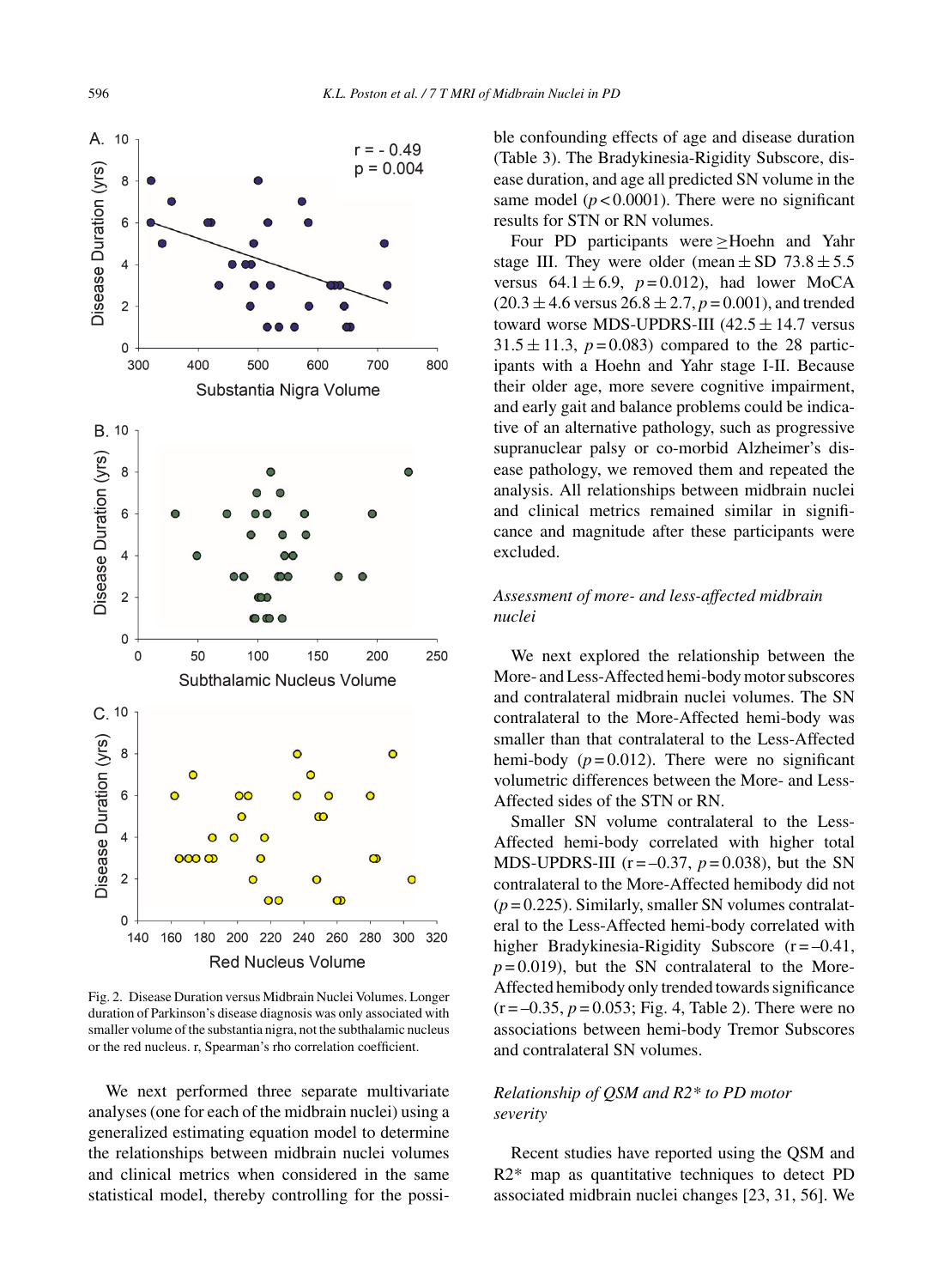Fig. 2. Disease Duration versus Midbrain Nuclei Volumes. Longer duration of Parkinson's disease diagnosis was only associated with smaller volume of the substantia nigra, not the subthalamic nucleus or the red nucleus. r, Spearman's rho correlation coefficient.

We next performed three separate multivariate analyses (one for each of the midbrain nuclei) using a generalized estimating equation model to determine the relationships between midbrain nuclei volumes and clinical metrics when considered in the same statistical model, thereby controlling for the possible confounding effects of age and disease duration (Table 3). The Bradykinesia-Rigidity Subscore, disease duration, and age all predicted SN volume in the same model ($p < 0.0001$). There were no significant results for STN or RN volumes.

Four PD participants were ≥Hoehn and Yahr stage III. They were older (mean ± SD 73.8 ± 5.5 versus 64.1 ± 6.9, $p = 0.012$), had lower MoCA (20.3 ± 4.6 versus 26.8 ± 2.7, $p = 0.001$), and trended toward worse MDS-UPDRS-III (42.5 ± 14.7 versus 31.5 ± 11.3, $p = 0.083$) compared to the 28 participants with a Hoehn and Yahr stage I-II. Because their older age, more severe cognitive impairment, and early gait and balance problems could be indicative of an alternative pathology, such as progressive supranuclear palsy or co-morbid Alzheimer's disease pathology, we removed them and repeated the analysis. All relationships between midbrain nuclei and clinical metrics remained similar in significance and magnitude after these participants were excluded.

### *Assessment of more- and less-affected midbrain nuclei*

We next explored the relationship between the More- and Less-Affected hemi-body motor subscores and contralateral midbrain nuclei volumes. The SN contralateral to the More-Affected hemi-body was smaller than that contralateral to the Less-Affected hemi-body ($p = 0.012$). There were no significant volumetric differences between the More- and Less-Affected sides of the STN or RN.

Smaller SN volume contralateral to the Less-Affected hemi-body correlated with higher total MDS-UPDRS-III (r = –0.37, $p = 0.038$), but the SN contralateral to the More-Affected hemibody did not ($p = 0.225$). Similarly, smaller SN volumes contralateral to the Less-Affected hemi-body correlated with higher Bradykinesia-Rigidity Subscore (r = –0.41, $p = 0.019$), but the SN contralateral to the More-Affected hemibody only trended towards significance (r = –0.35, $p = 0.053$; Fig. 4, Table 2). There were no associations between hemi-body Tremor Subscores and contralateral SN volumes.

### *Relationship of QSM and R2\* to PD motor severity*

Recent studies have reported using the QSM and R2* map as quantitative techniques to detect PD associated midbrain nuclei changes [23, 31, 56]. We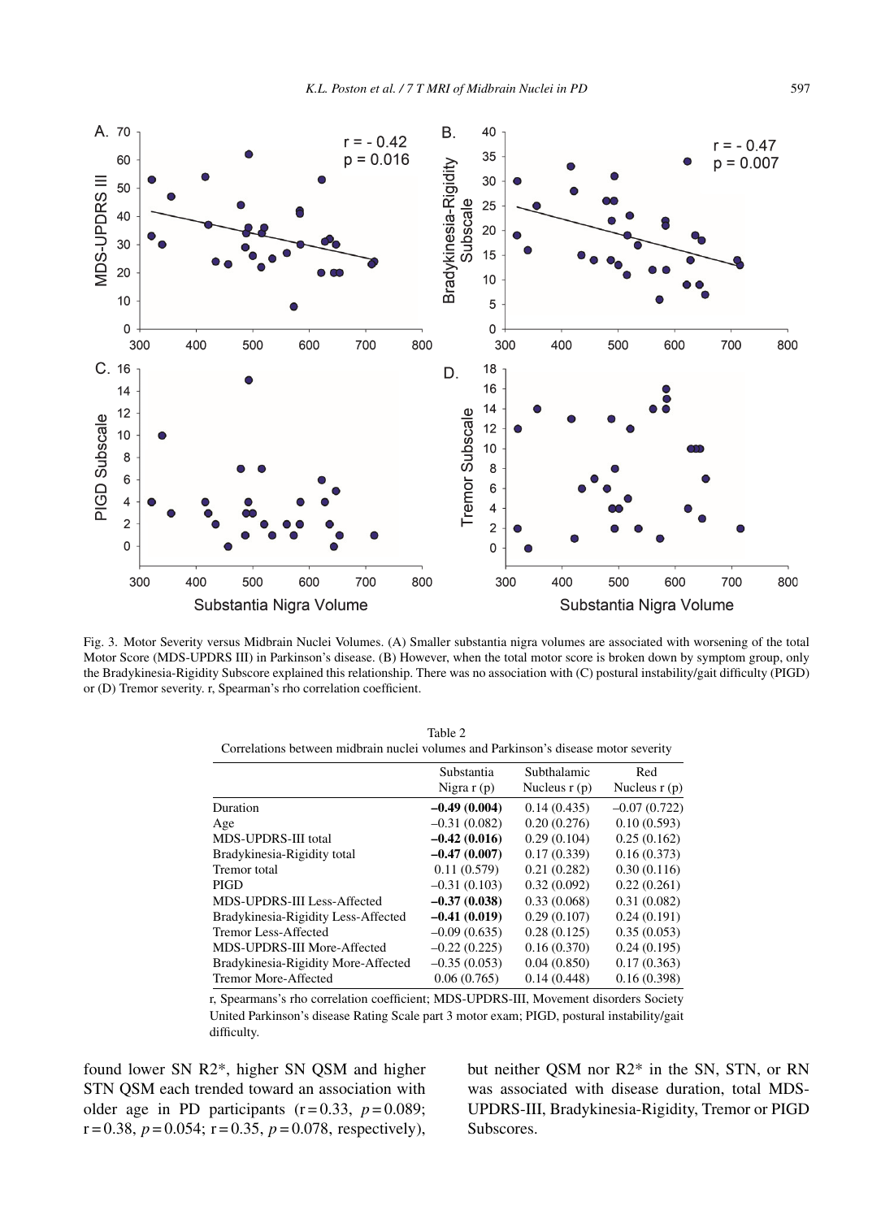Fig. 3. Motor Severity versus Midbrain Nuclei Volumes. (A) Smaller substantia nigra volumes are associated with worsening of the total Motor Score (MDS-UPDRS III) in Parkinson's disease. (B) However, when the total motor score is broken down by symptom group, only the Bradykinesia-Rigidity Subscore explained this relationship. There was no association with (C) postural instability/gait difficulty (PIGD) or (D) Tremor severity. r, Spearman's rho correlation coefficient.

Table 2
Correlations between midbrain nuclei volumes and Parkinson's disease motor severity

| | Substantia Nigra r (p) | Subthalamic Nucleus r (p) | Red Nucleus r (p) |
|---|---|---|---|
| Duration | **–0.49 (0.004)** | 0.14 (0.435) | –0.07 (0.722) |
| Age | –0.31 (0.082) | 0.20 (0.276) | 0.10 (0.593) |
| MDS-UPDRS-III total | **–0.42 (0.016)** | 0.29 (0.104) | 0.25 (0.162) |
| Bradykinesia-Rigidity total | **–0.47 (0.007)** | 0.17 (0.339) | 0.16 (0.373) |
| Tremor total | 0.11 (0.579) | 0.21 (0.282) | 0.30 (0.116) |
| PIGD | –0.31 (0.103) | 0.32 (0.092) | 0.22 (0.261) |
| MDS-UPDRS-III Less-Affected | **–0.37 (0.038)** | 0.33 (0.068) | 0.31 (0.082) |
| Bradykinesia-Rigidity Less-Affected | **–0.41 (0.019)** | 0.29 (0.107) | 0.24 (0.191) |
| Tremor Less-Affected | –0.09 (0.635) | 0.28 (0.125) | 0.35 (0.053) |
| MDS-UPDRS-III More-Affected | –0.22 (0.225) | 0.16 (0.370) | 0.24 (0.195) |
| Bradykinesia-Rigidity More-Affected | –0.35 (0.053) | 0.04 (0.850) | 0.17 (0.363) |
| Tremor More-Affected | 0.06 (0.765) | 0.14 (0.448) | 0.16 (0.398) |

r, Spearmans's rho correlation coefficient; MDS-UPDRS-III, Movement disorders Society United Parkinson's disease Rating Scale part 3 motor exam; PIGD, postural instability/gait difficulty.

found lower SN R2*, higher SN QSM and higher STN QSM each trended toward an association with older age in PD participants ($r = 0.33$, $p = 0.089$; $r = 0.38$, $p = 0.054$; $r = 0.35$, $p = 0.078$, respectively), but neither QSM nor R2* in the SN, STN, or RN was associated with disease duration, total MDS-UPDRS-III, Bradykinesia-Rigidity, Tremor or PIGD Subscores.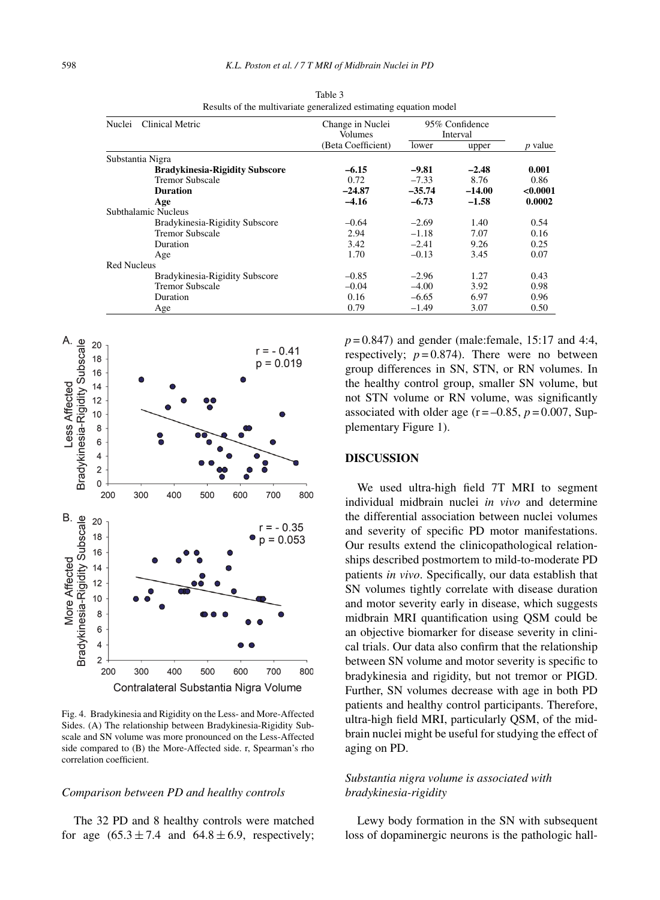Table 3
Results of the multivariate generalized estimating equation model

| Nuclei | Clinical Metric | Change in Nuclei Volumes (Beta Coefficient) | 95% Confidence Interval lower | 95% Confidence Interval upper | *p* value |
|---|---|---|---|---|---|
| Substantia Nigra | | | | | |
| | **Bradykinesia-Rigidity Subscore** | **–6.15** | **–9.81** | **–2.48** | **0.001** |
| | Tremor Subscale | 0.72 | –7.33 | 8.76 | 0.86 |
| | **Duration** | **–24.87** | **–35.74** | **–14.00** | **<0.0001** |
| | **Age** | **–4.16** | **–6.73** | **–1.58** | **0.0002** |
| Subthalamic Nucleus | | | | | |
| | Bradykinesia-Rigidity Subscore | –0.64 | –2.69 | 1.40 | 0.54 |
| | Tremor Subscale | 2.94 | –1.18 | 7.07 | 0.16 |
| | Duration | 3.42 | –2.41 | 9.26 | 0.25 |
| | Age | 1.70 | –0.13 | 3.45 | 0.07 |
| Red Nucleus | | | | | |
| | Bradykinesia-Rigidity Subscore | –0.85 | –2.96 | 1.27 | 0.43 |
| | Tremor Subscale | –0.04 | –4.00 | 3.92 | 0.98 |
| | Duration | 0.16 | –6.65 | 6.97 | 0.96 |
| | Age | 0.79 | –1.49 | 3.07 | 0.50 |

Fig. 4. Bradykinesia and Rigidity on the Less- and More-Affected Sides. (A) The relationship between Bradykinesia-Rigidity Subscale and SN volume was more pronounced on the Less-Affected side compared to (B) the More-Affected side. r, Spearman's rho correlation coefficient.

### *Comparison between PD and healthy controls*

The 32 PD and 8 healthy controls were matched for age ($65.3 \pm 7.4$ and $64.8 \pm 6.9$, respectively; $p = 0.847$) and gender (male:female, 15:17 and 4:4, respectively; $p = 0.874$). There were no between group differences in SN, STN, or RN volumes. In the healthy control group, smaller SN volume, but not STN volume or RN volume, was significantly associated with older age ($r = –0.85$, $p = 0.007$, Supplementary Figure 1).

## DISCUSSION

We used ultra-high field 7T MRI to segment individual midbrain nuclei *in vivo* and determine the differential association between nuclei volumes and severity of specific PD motor manifestations. Our results extend the clinicopathological relationships described postmortem to mild-to-moderate PD patients *in vivo*. Specifically, our data establish that SN volumes tightly correlate with disease duration and motor severity early in disease, which suggests midbrain MRI quantification using QSM could be an objective biomarker for disease severity in clinical trials. Our data also confirm that the relationship between SN volume and motor severity is specific to bradykinesia and rigidity, but not tremor or PIGD. Further, SN volumes decrease with age in both PD patients and healthy control participants. Therefore, ultra-high field MRI, particularly QSM, of the midbrain nuclei might be useful for studying the effect of aging on PD.

### *Substantia nigra volume is associated with bradykinesia-rigidity*

Lewy body formation in the SN with subsequent loss of dopaminergic neurons is the pathologic hall-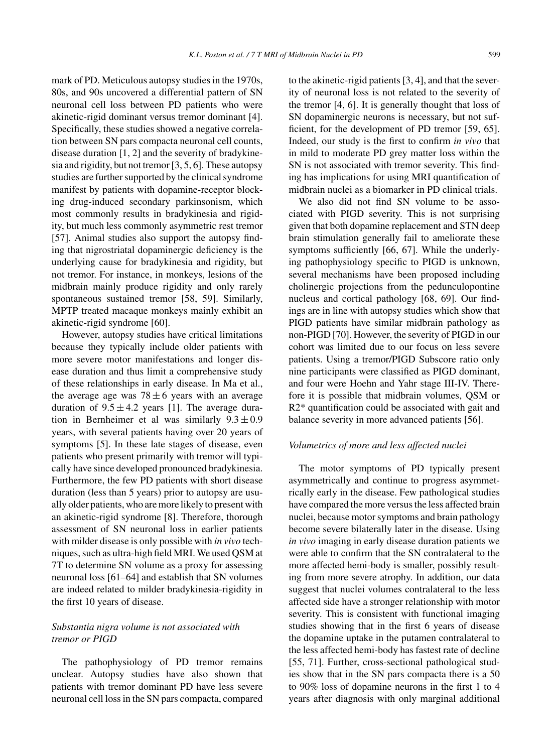mark of PD. Meticulous autopsy studies in the 1970s, 80s, and 90s uncovered a differential pattern of SN neuronal cell loss between PD patients who were akinetic-rigid dominant versus tremor dominant [4]. Specifically, these studies showed a negative correlation between SN pars compacta neuronal cell counts, disease duration [1, 2] and the severity of bradykinesia and rigidity, but not tremor [3, 5, 6]. These autopsy studies are further supported by the clinical syndrome manifest by patients with dopamine-receptor blocking drug-induced secondary parkinsonism, which most commonly results in bradykinesia and rigidity, but much less commonly asymmetric rest tremor [57]. Animal studies also support the autopsy finding that nigrostriatal dopaminergic deficiency is the underlying cause for bradykinesia and rigidity, but not tremor. For instance, in monkeys, lesions of the midbrain mainly produce rigidity and only rarely spontaneous sustained tremor [58, 59]. Similarly, MPTP treated macaque monkeys mainly exhibit an akinetic-rigid syndrome [60].

However, autopsy studies have critical limitations because they typically include older patients with more severe motor manifestations and longer disease duration and thus limit a comprehensive study of these relationships in early disease. In Ma et al., the average age was $78 \pm 6$ years with an average duration of $9.5 \pm 4.2$ years [1]. The average duration in Bernheimer et al was similarly $9.3 \pm 0.9$ years, with several patients having over 20 years of symptoms [5]. In these late stages of disease, even patients who present primarily with tremor will typically have since developed pronounced bradykinesia. Furthermore, the few PD patients with short disease duration (less than 5 years) prior to autopsy are usually older patients, who are more likely to present with an akinetic-rigid syndrome [8]. Therefore, thorough assessment of SN neuronal loss in earlier patients with milder disease is only possible with *in vivo* techniques, such as ultra-high field MRI. We used QSM at 7T to determine SN volume as a proxy for assessing neuronal loss [61–64] and establish that SN volumes are indeed related to milder bradykinesia-rigidity in the first 10 years of disease.

### *Substantia nigra volume is not associated with tremor or PIGD*

The pathophysiology of PD tremor remains unclear. Autopsy studies have also shown that patients with tremor dominant PD have less severe neuronal cell loss in the SN pars compacta, compared to the akinetic-rigid patients [3, 4], and that the severity of neuronal loss is not related to the severity of the tremor [4, 6]. It is generally thought that loss of SN dopaminergic neurons is necessary, but not sufficient, for the development of PD tremor [59, 65]. Indeed, our study is the first to confirm *in vivo* that in mild to moderate PD grey matter loss within the SN is not associated with tremor severity. This finding has implications for using MRI quantification of midbrain nuclei as a biomarker in PD clinical trials.

We also did not find SN volume to be associated with PIGD severity. This is not surprising given that both dopamine replacement and STN deep brain stimulation generally fail to ameliorate these symptoms sufficiently [66, 67]. While the underlying pathophysiology specific to PIGD is unknown, several mechanisms have been proposed including cholinergic projections from the pedunculopontine nucleus and cortical pathology [68, 69]. Our findings are in line with autopsy studies which show that PIGD patients have similar midbrain pathology as non-PIGD [70]. However, the severity of PIGD in our cohort was limited due to our focus on less severe patients. Using a tremor/PIGD Subscore ratio only nine participants were classified as PIGD dominant, and four were Hoehn and Yahr stage III-IV. Therefore it is possible that midbrain volumes, QSM or R2* quantification could be associated with gait and balance severity in more advanced patients [56].

### *Volumetrics of more and less affected nuclei*

The motor symptoms of PD typically present asymmetrically and continue to progress asymmetrically early in the disease. Few pathological studies have compared the more versus the less affected brain nuclei, because motor symptoms and brain pathology become severe bilaterally later in the disease. Using *in vivo* imaging in early disease duration patients we were able to confirm that the SN contralateral to the more affected hemi-body is smaller, possibly resulting from more severe atrophy. In addition, our data suggest that nuclei volumes contralateral to the less affected side have a stronger relationship with motor severity. This is consistent with functional imaging studies showing that in the first 6 years of disease the dopamine uptake in the putamen contralateral to the less affected hemi-body has fastest rate of decline [55, 71]. Further, cross-sectional pathological studies show that in the SN pars compacta there is a 50 to 90% loss of dopamine neurons in the first 1 to 4 years after diagnosis with only marginal additional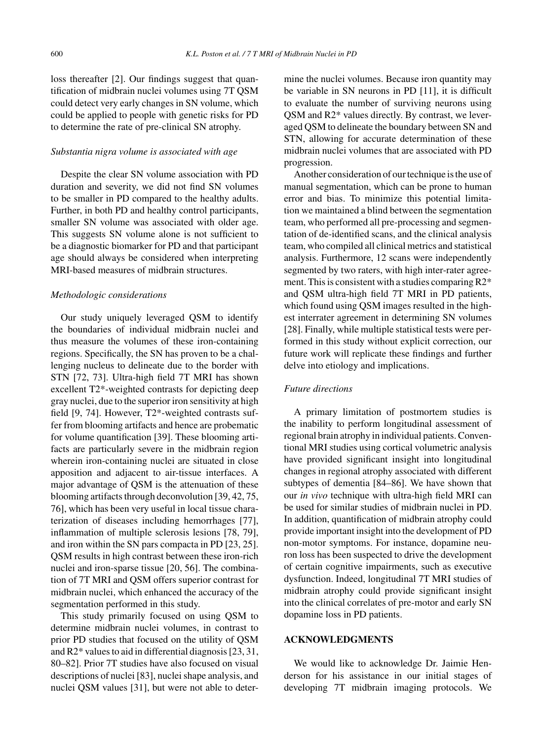loss thereafter [2]. Our findings suggest that quantification of midbrain nuclei volumes using 7T QSM could detect very early changes in SN volume, which could be applied to people with genetic risks for PD to determine the rate of pre-clinical SN atrophy.

### *Substantia nigra volume is associated with age*

Despite the clear SN volume association with PD duration and severity, we did not find SN volumes to be smaller in PD compared to the healthy adults. Further, in both PD and healthy control participants, smaller SN volume was associated with older age. This suggests SN volume alone is not sufficient to be a diagnostic biomarker for PD and that participant age should always be considered when interpreting MRI-based measures of midbrain structures.

### *Methodologic considerations*

Our study uniquely leveraged QSM to identify the boundaries of individual midbrain nuclei and thus measure the volumes of these iron-containing regions. Specifically, the SN has proven to be a challenging nucleus to delineate due to the border with STN [72, 73]. Ultra-high field 7T MRI has shown excellent T2*-weighted contrasts for depicting deep gray nuclei, due to the superior iron sensitivity at high field [9, 74]. However, T2*-weighted contrasts suffer from blooming artifacts and hence are probematic for volume quantification [39]. These blooming artifacts are particularly severe in the midbrain region wherein iron-containing nuclei are situated in close apposition and adjacent to air-tissue interfaces. A major advantage of QSM is the attenuation of these blooming artifacts through deconvolution [39, 42, 75, 76], which has been very useful in local tissue characterization of diseases including hemorrhages [77], inflammation of multiple sclerosis lesions [78, 79], and iron within the SN pars compacta in PD [23, 25]. QSM results in high contrast between these iron-rich nuclei and iron-sparse tissue [20, 56]. The combination of 7T MRI and QSM offers superior contrast for midbrain nuclei, which enhanced the accuracy of the segmentation performed in this study.

This study primarily focused on using QSM to determine midbrain nuclei volumes, in contrast to prior PD studies that focused on the utility of QSM and R2* values to aid in differential diagnosis [23, 31, 80–82]. Prior 7T studies have also focused on visual descriptions of nuclei [83], nuclei shape analysis, and nuclei QSM values [31], but were not able to determine the nuclei volumes. Because iron quantity may be variable in SN neurons in PD [11], it is difficult to evaluate the number of surviving neurons using QSM and R2* values directly. By contrast, we leveraged QSM to delineate the boundary between SN and STN, allowing for accurate determination of these midbrain nuclei volumes that are associated with PD progression.

Another consideration of our technique is the use of manual segmentation, which can be prone to human error and bias. To minimize this potential limitation we maintained a blind between the segmentation team, who performed all pre-processing and segmentation of de-identified scans, and the clinical analysis team, who compiled all clinical metrics and statistical analysis. Furthermore, 12 scans were independently segmented by two raters, with high inter-rater agreement. This is consistent with a studies comparing R2* and QSM ultra-high field 7T MRI in PD patients, which found using QSM images resulted in the highest interrater agreement in determining SN volumes [28]. Finally, while multiple statistical tests were performed in this study without explicit correction, our future work will replicate these findings and further delve into etiology and implications.

### *Future directions*

A primary limitation of postmortem studies is the inability to perform longitudinal assessment of regional brain atrophy in individual patients. Conventional MRI studies using cortical volumetric analysis have provided significant insight into longitudinal changes in regional atrophy associated with different subtypes of dementia [84–86]. We have shown that our *in vivo* technique with ultra-high field MRI can be used for similar studies of midbrain nuclei in PD. In addition, quantification of midbrain atrophy could provide important insight into the development of PD non-motor symptoms. For instance, dopamine neuron loss has been suspected to drive the development of certain cognitive impairments, such as executive dysfunction. Indeed, longitudinal 7T MRI studies of midbrain atrophy could provide significant insight into the clinical correlates of pre-motor and early SN dopamine loss in PD patients.

## ACKNOWLEDGMENTS

We would like to acknowledge Dr. Jaimie Henderson for his assistance in our initial stages of developing 7T midbrain imaging protocols. We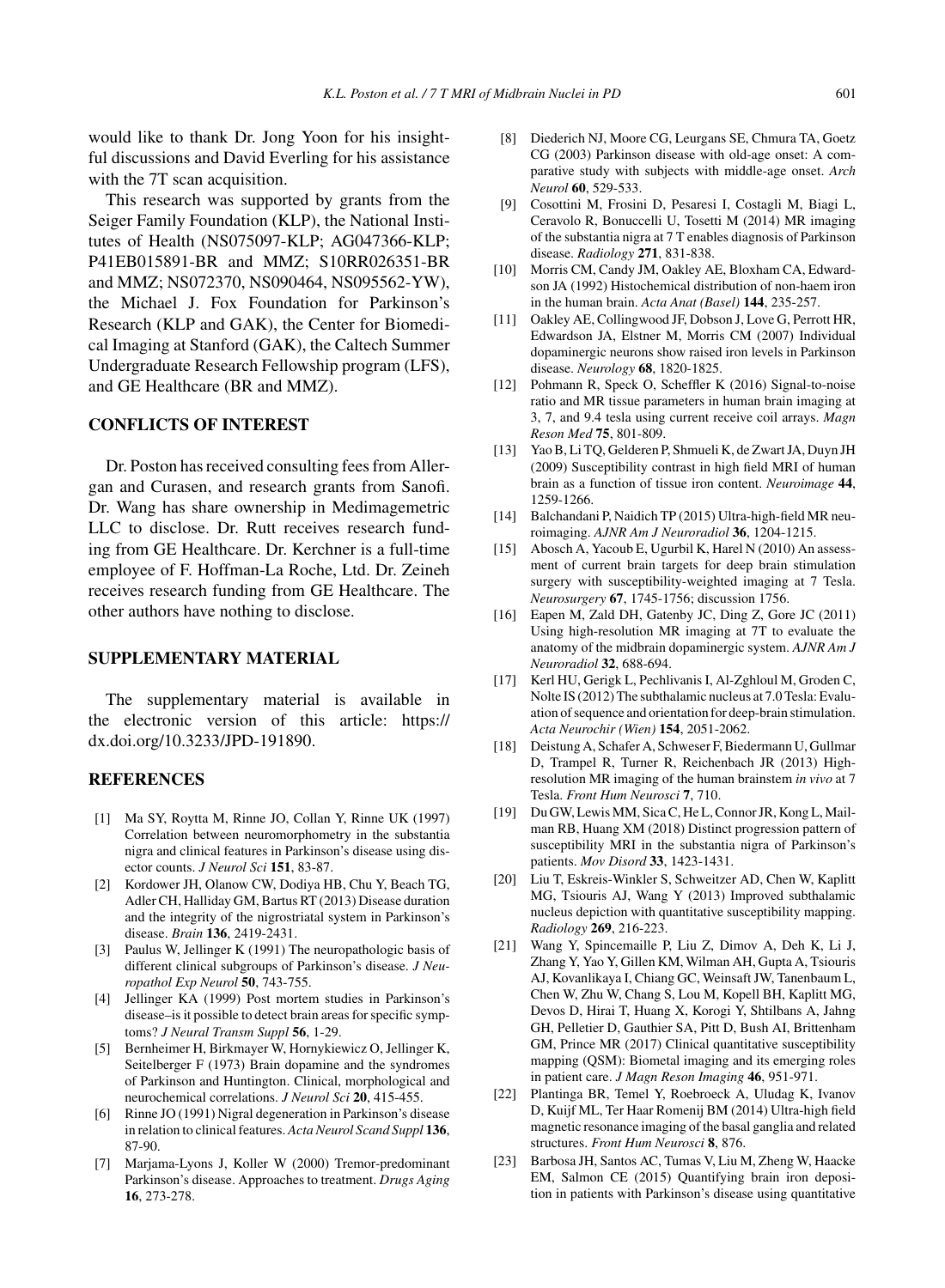would like to thank Dr. Jong Yoon for his insightful discussions and David Everling for his assistance with the 7T scan acquisition.

This research was supported by grants from the Seiger Family Foundation (KLP), the National Institutes of Health (NS075097-KLP; AG047366-KLP; P41EB015891-BR and MMZ; S10RR026351-BR and MMZ; NS072370, NS090464, NS095562-YW), the Michael J. Fox Foundation for Parkinson's Research (KLP and GAK), the Center for Biomedical Imaging at Stanford (GAK), the Caltech Summer Undergraduate Research Fellowship program (LFS), and GE Healthcare (BR and MMZ).

## CONFLICTS OF INTEREST

Dr. Poston has received consulting fees from Allergan and Curasen, and research grants from Sanofi. Dr. Wang has share ownership in Medimagemetric LLC to disclose. Dr. Rutt receives research funding from GE Healthcare. Dr. Kerchner is a full-time employee of F. Hoffman-La Roche, Ltd. Dr. Zeineh receives research funding from GE Healthcare. The other authors have nothing to disclose.

## SUPPLEMENTARY MATERIAL

The supplementary material is available in the electronic version of this article: https://dx.doi.org/10.3233/JPD-191890.

## REFERENCES

[1] Ma SY, Roytta M, Rinne JO, Collan Y, Rinne UK (1997) Correlation between neuromorphometry in the substantia nigra and clinical features in Parkinson's disease using disector counts. *J Neurol Sci* **151**, 83-87.

[2] Kordower JH, Olanow CW, Dodiya HB, Chu Y, Beach TG, Adler CH, Halliday GM, Bartus RT (2013) Disease duration and the integrity of the nigrostriatal system in Parkinson's disease. *Brain* **136**, 2419-2431.

[3] Paulus W, Jellinger K (1991) The neuropathologic basis of different clinical subgroups of Parkinson's disease. *J Neuropathol Exp Neurol* **50**, 743-755.

[4] Jellinger KA (1999) Post mortem studies in Parkinson's disease–is it possible to detect brain areas for specific symptoms? *J Neural Transm Suppl* **56**, 1-29.

[5] Bernheimer H, Birkmayer W, Hornykiewicz O, Jellinger K, Seitelberger F (1973) Brain dopamine and the syndromes of Parkinson and Huntington. Clinical, morphological and neurochemical correlations. *J Neurol Sci* **20**, 415-455.

[6] Rinne JO (1991) Nigral degeneration in Parkinson's disease in relation to clinical features. *Acta Neurol Scand Suppl* **136**, 87-90.

[7] Marjama-Lyons J, Koller W (2000) Tremor-predominant Parkinson's disease. Approaches to treatment. *Drugs Aging* **16**, 273-278.

[8] Diederich NJ, Moore CG, Leurgans SE, Chmura TA, Goetz CG (2003) Parkinson disease with old-age onset: A comparative study with subjects with middle-age onset. *Arch Neurol* **60**, 529-533.

[9] Cosottini M, Frosini D, Pesaresi I, Costagli M, Biagi L, Ceravolo R, Bonuccelli U, Tosetti M (2014) MR imaging of the substantia nigra at 7 T enables diagnosis of Parkinson disease. *Radiology* **271**, 831-838.

[10] Morris CM, Candy JM, Oakley AE, Bloxham CA, Edwardson JA (1992) Histochemical distribution of non-haem iron in the human brain. *Acta Anat (Basel)* **144**, 235-257.

[11] Oakley AE, Collingwood JF, Dobson J, Love G, Perrott HR, Edwardson JA, Elstner M, Morris CM (2007) Individual dopaminergic neurons show raised iron levels in Parkinson disease. *Neurology* **68**, 1820-1825.

[12] Pohmann R, Speck O, Scheffler K (2016) Signal-to-noise ratio and MR tissue parameters in human brain imaging at 3, 7, and 9.4 tesla using current receive coil arrays. *Magn Reson Med* **75**, 801-809.

[13] Yao B, Li TQ, Gelderen P, Shmueli K, de Zwart JA, Duyn JH (2009) Susceptibility contrast in high field MRI of human brain as a function of tissue iron content. *Neuroimage* **44**, 1259-1266.

[14] Balchandani P, Naidich TP (2015) Ultra-high-field MR neuroimaging. *AJNR Am J Neuroradiol* **36**, 1204-1215.

[15] Abosch A, Yacoub E, Ugurbil K, Harel N (2010) An assessment of current brain targets for deep brain stimulation surgery with susceptibility-weighted imaging at 7 Tesla. *Neurosurgery* **67**, 1745-1756; discussion 1756.

[16] Eapen M, Zald DH, Gatenby JC, Ding Z, Gore JC (2011) Using high-resolution MR imaging at 7T to evaluate the anatomy of the midbrain dopaminergic system. *AJNR Am J Neuroradiol* **32**, 688-694.

[17] Kerl HU, Gerigk L, Pechlivanis I, Al-Zghloul M, Groden C, Nolte IS (2012) The subthalamic nucleus at 7.0 Tesla: Evaluation of sequence and orientation for deep-brain stimulation. *Acta Neurochir (Wien)* **154**, 2051-2062.

[18] Deistung A, Schafer A, Schweser F, Biedermann U, Gullmar D, Trampel R, Turner R, Reichenbach JR (2013) High-resolution MR imaging of the human brainstem *in vivo* at 7 Tesla. *Front Hum Neurosci* **7**, 710.

[19] Du GW, Lewis MM, Sica C, He L, Connor JR, Kong L, Mailman RB, Huang XM (2018) Distinct progression pattern of susceptibility MRI in the substantia nigra of Parkinson's patients. *Mov Disord* **33**, 1423-1431.

[20] Liu T, Eskreis-Winkler S, Schweitzer AD, Chen W, Kaplitt MG, Tsiouris AJ, Wang Y (2013) Improved subthalamic nucleus depiction with quantitative susceptibility mapping. *Radiology* **269**, 216-223.

[21] Wang Y, Spincemaille P, Liu Z, Dimov A, Deh K, Li J, Zhang Y, Yao Y, Gillen KM, Wilman AH, Gupta A, Tsiouris AJ, Kovanlikaya I, Chiang GC, Weinsaft JW, Tanenbaum L, Chen W, Zhu W, Chang S, Lou M, Kopell BH, Kaplitt MG, Devos D, Hirai T, Huang X, Korogi Y, Shtilbans A, Jahng GH, Pelletier D, Gauthier SA, Pitt D, Bush AI, Brittenham GM, Prince MR (2017) Clinical quantitative susceptibility mapping (QSM): Biometal imaging and its emerging roles in patient care. *J Magn Reson Imaging* **46**, 951-971.

[22] Plantinga BR, Temel Y, Roebroeck A, Uludag K, Ivanov D, Kuijf ML, Ter Haar Romenij BM (2014) Ultra-high field magnetic resonance imaging of the basal ganglia and related structures. *Front Hum Neurosci* **8**, 876.

[23] Barbosa JH, Santos AC, Tumas V, Liu M, Zheng W, Haacke EM, Salmon CE (2015) Quantifying brain iron deposition in patients with Parkinson's disease using quantitative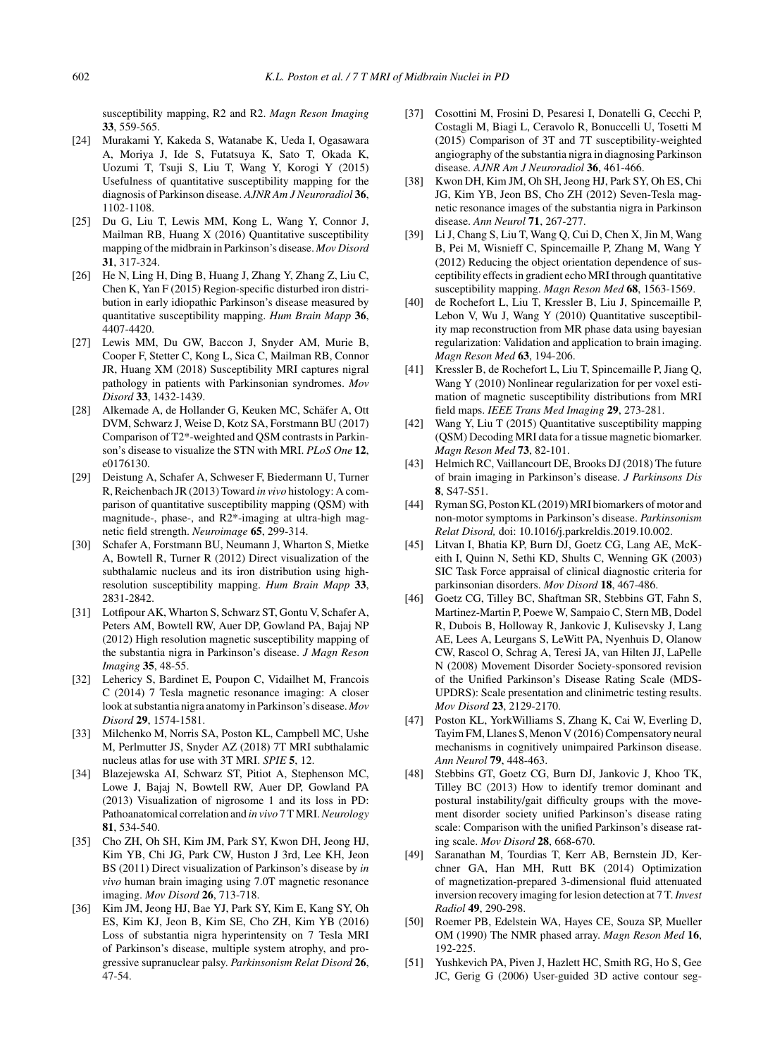susceptibility mapping, R2 and R2. *Magn Reson Imaging* **33**, 559-565.

[24] Murakami Y, Kakeda S, Watanabe K, Ueda I, Ogasawara A, Moriya J, Ide S, Futatsuya K, Sato T, Okada K, Uozumi T, Tsuji S, Liu T, Wang Y, Korogi Y (2015) Usefulness of quantitative susceptibility mapping for the diagnosis of Parkinson disease. *AJNR Am J Neuroradiol* **36**, 1102-1108.

[25] Du G, Liu T, Lewis MM, Kong L, Wang Y, Connor J, Mailman RB, Huang X (2016) Quantitative susceptibility mapping of the midbrain in Parkinson's disease. *Mov Disord* **31**, 317-324.

[26] He N, Ling H, Ding B, Huang J, Zhang Y, Zhang Z, Liu C, Chen K, Yan F (2015) Region-specific disturbed iron distribution in early idiopathic Parkinson's disease measured by quantitative susceptibility mapping. *Hum Brain Mapp* **36**, 4407-4420.

[27] Lewis MM, Du GW, Baccon J, Snyder AM, Murie B, Cooper F, Stetter C, Kong L, Sica C, Mailman RB, Connor JR, Huang XM (2018) Susceptibility MRI captures nigral pathology in patients with Parkinsonian syndromes. *Mov Disord* **33**, 1432-1439.

[28] Alkemade A, de Hollander G, Keuken MC, Schäfer A, Ott DVM, Schwarz J, Weise D, Kotz SA, Forstmann BU (2017) Comparison of T2*-weighted and QSM contrasts in Parkinson's disease to visualize the STN with MRI. *PLoS One* **12**, e0176130.

[29] Deistung A, Schafer A, Schweser F, Biedermann U, Turner R, Reichenbach JR (2013) Toward *in vivo* histology: A comparison of quantitative susceptibility mapping (QSM) with magnitude-, phase-, and R2*-imaging at ultra-high magnetic field strength. *Neuroimage* **65**, 299-314.

[30] Schafer A, Forstmann BU, Neumann J, Wharton S, Mietke A, Bowtell R, Turner R (2012) Direct visualization of the subthalamic nucleus and its iron distribution using high-resolution susceptibility mapping. *Hum Brain Mapp* **33**, 2831-2842.

[31] Lotfipour AK, Wharton S, Schwarz ST, Gontu V, Schafer A, Peters AM, Bowtell RW, Auer DP, Gowland PA, Bajaj NP (2012) High resolution magnetic susceptibility mapping of the substantia nigra in Parkinson's disease. *J Magn Reson Imaging* **35**, 48-55.

[32] Lehericy S, Bardinet E, Poupon C, Vidailhet M, Francois C (2014) 7 Tesla magnetic resonance imaging: A closer look at substantia nigra anatomy in Parkinson's disease. *Mov Disord* **29**, 1574-1581.

[33] Milchenko M, Norris SA, Poston KL, Campbell MC, Ushe M, Perlmutter JS, Snyder AZ (2018) 7T MRI subthalamic nucleus atlas for use with 3T MRI. *SPIE* **5**, 12.

[34] Blazejewska AI, Schwarz ST, Pitiot A, Stephenson MC, Lowe J, Bajaj N, Bowtell RW, Auer DP, Gowland PA (2013) Visualization of nigrosome 1 and its loss in PD: Pathoanatomical correlation and *in vivo* 7 T MRI. *Neurology* **81**, 534-540.

[35] Cho ZH, Oh SH, Kim JM, Park SY, Kwon DH, Jeong HJ, Kim YB, Chi JG, Park CW, Huston J 3rd, Lee KH, Jeon BS (2011) Direct visualization of Parkinson's disease by *in vivo* human brain imaging using 7.0T magnetic resonance imaging. *Mov Disord* **26**, 713-718.

[36] Kim JM, Jeong HJ, Bae YJ, Park SY, Kim E, Kang SY, Oh ES, Kim KJ, Jeon B, Kim SE, Cho ZH, Kim YB (2016) Loss of substantia nigra hyperintensity on 7 Tesla MRI of Parkinson's disease, multiple system atrophy, and progressive supranuclear palsy. *Parkinsonism Relat Disord* **26**, 47-54.

[37] Cosottini M, Frosini D, Pesaresi I, Donatelli G, Cecchi P, Costagli M, Biagi L, Ceravolo R, Bonuccelli U, Tosetti M (2015) Comparison of 3T and 7T susceptibility-weighted angiography of the substantia nigra in diagnosing Parkinson disease. *AJNR Am J Neuroradiol* **36**, 461-466.

[38] Kwon DH, Kim JM, Oh SH, Jeong HJ, Park SY, Oh ES, Chi JG, Kim YB, Jeon BS, Cho ZH (2012) Seven-Tesla magnetic resonance images of the substantia nigra in Parkinson disease. *Ann Neurol* **71**, 267-277.

[39] Li J, Chang S, Liu T, Wang Q, Cui D, Chen X, Jin M, Wang B, Pei M, Wisnieff C, Spincemaille P, Zhang M, Wang Y (2012) Reducing the object orientation dependence of susceptibility effects in gradient echo MRI through quantitative susceptibility mapping. *Magn Reson Med* **68**, 1563-1569.

[40] de Rochefort L, Liu T, Kressler B, Liu J, Spincemaille P, Lebon V, Wu J, Wang Y (2010) Quantitative susceptibility map reconstruction from MR phase data using bayesian regularization: Validation and application to brain imaging. *Magn Reson Med* **63**, 194-206.

[41] Kressler B, de Rochefort L, Liu T, Spincemaille P, Jiang Q, Wang Y (2010) Nonlinear regularization for per voxel estimation of magnetic susceptibility distributions from MRI field maps. *IEEE Trans Med Imaging* **29**, 273-281.

[42] Wang Y, Liu T (2015) Quantitative susceptibility mapping (QSM) Decoding MRI data for a tissue magnetic biomarker. *Magn Reson Med* **73**, 82-101.

[43] Helmich RC, Vaillancourt DE, Brooks DJ (2018) The future of brain imaging in Parkinson's disease. *J Parkinsons Dis* **8**, S47-S51.

[44] Ryman SG, Poston KL (2019) MRI biomarkers of motor and non-motor symptoms in Parkinson's disease. *Parkinsonism Relat Disord,* doi: 10.1016/j.parkreldis.2019.10.002.

[45] Litvan I, Bhatia KP, Burn DJ, Goetz CG, Lang AE, McKeith I, Quinn N, Sethi KD, Shults C, Wenning GK (2003) SIC Task Force appraisal of clinical diagnostic criteria for parkinsonian disorders. *Mov Disord* **18**, 467-486.

[46] Goetz CG, Tilley BC, Shaftman SR, Stebbins GT, Fahn S, Martinez-Martin P, Poewe W, Sampaio C, Stern MB, Dodel R, Dubois B, Holloway R, Jankovic J, Kulisevsky J, Lang AE, Lees A, Leurgans S, LeWitt PA, Nyenhuis D, Olanow CW, Rascol O, Schrag A, Teresi JA, van Hilten JJ, LaPelle N (2008) Movement Disorder Society-sponsored revision of the Unified Parkinson's Disease Rating Scale (MDS-UPDRS): Scale presentation and clinimetric testing results. *Mov Disord* **23**, 2129-2170.

[47] Poston KL, YorkWilliams S, Zhang K, Cai W, Everling D, Tayim FM, Llanes S, Menon V (2016) Compensatory neural mechanisms in cognitively unimpaired Parkinson disease. *Ann Neurol* **79**, 448-463.

[48] Stebbins GT, Goetz CG, Burn DJ, Jankovic J, Khoo TK, Tilley BC (2013) How to identify tremor dominant and postural instability/gait difficulty groups with the movement disorder society unified Parkinson's disease rating scale: Comparison with the unified Parkinson's disease rating scale. *Mov Disord* **28**, 668-670.

[49] Saranathan M, Tourdias T, Kerr AB, Bernstein JD, Kerchner GA, Han MH, Rutt BK (2014) Optimization of magnetization-prepared 3-dimensional fluid attenuated inversion recovery imaging for lesion detection at 7 T. *Invest Radiol* **49**, 290-298.

[50] Roemer PB, Edelstein WA, Hayes CE, Souza SP, Mueller OM (1990) The NMR phased array. *Magn Reson Med* **16**, 192-225.

[51] Yushkevich PA, Piven J, Hazlett HC, Smith RG, Ho S, Gee JC, Gerig G (2006) User-guided 3D active contour seg-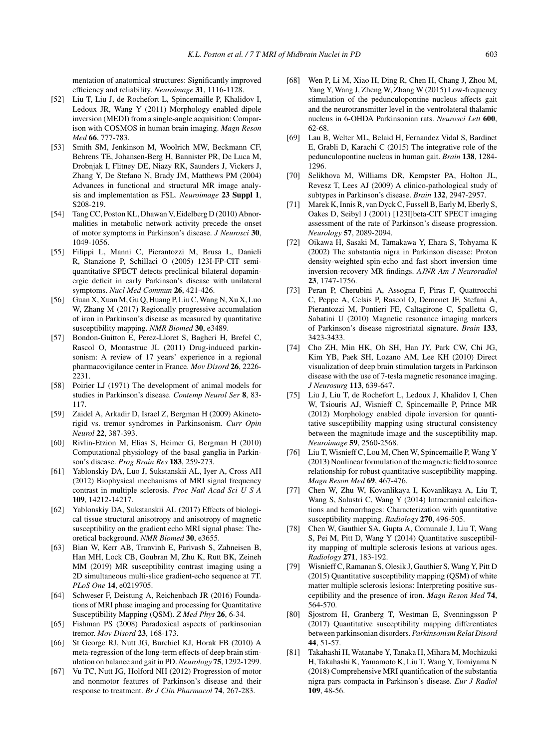mentation of anatomical structures: Significantly improved efficiency and reliability. *Neuroimage* **31**, 1116-1128.

- [52] Liu T, Liu J, de Rochefort L, Spincemaille P, Khalidov I, Ledoux JR, Wang Y (2011) Morphology enabled dipole inversion (MEDI) from a single-angle acquisition: Comparison with COSMOS in human brain imaging. *Magn Reson Med* **66**, 777-783.
- [53] Smith SM, Jenkinson M, Woolrich MW, Beckmann CF, Behrens TE, Johansen-Berg H, Bannister PR, De Luca M, Drobnjak I, Flitney DE, Niazy RK, Saunders J, Vickers J, Zhang Y, De Stefano N, Brady JM, Matthews PM (2004) Advances in functional and structural MR image analysis and implementation as FSL. *Neuroimage* **23 Suppl 1**, S208-219.
- [54] Tang CC, Poston KL, Dhawan V, Eidelberg D (2010) Abnormalities in metabolic network activity precede the onset of motor symptoms in Parkinson's disease. *J Neurosci* **30**, 1049-1056.
- [55] Filippi L, Manni C, Pierantozzi M, Brusa L, Danieli R, Stanzione P, Schillaci O (2005) 123I-FP-CIT semi-quantitative SPECT detects preclinical bilateral dopaminergic deficit in early Parkinson's disease with unilateral symptoms. *Nucl Med Commun* **26**, 421-426.
- [56] Guan X, Xuan M, Gu Q, Huang P, Liu C, Wang N, Xu X, Luo W, Zhang M (2017) Regionally progressive accumulation of iron in Parkinson's disease as measured by quantitative susceptibility mapping. *NMR Biomed* **30**, e3489.
- [57] Bondon-Guitton E, Perez-Lloret S, Bagheri H, Brefel C, Rascol O, Montastruc JL (2011) Drug-induced parkinsonism: A review of 17 years' experience in a regional pharmacovigilance center in France. *Mov Disord* **26**, 2226-2231.
- [58] Poirier LJ (1971) The development of animal models for studies in Parkinson's disease. *Contemp Neurol Ser* **8**, 83-117.
- [59] Zaidel A, Arkadir D, Israel Z, Bergman H (2009) Akineto-rigid vs. tremor syndromes in Parkinsonism. *Curr Opin Neurol* **22**, 387-393.
- [60] Rivlin-Etzion M, Elias S, Heimer G, Bergman H (2010) Computational physiology of the basal ganglia in Parkinson's disease. *Prog Brain Res* **183**, 259-273.
- [61] Yablonskiy DA, Luo J, Sukstanskii AL, Iyer A, Cross AH (2012) Biophysical mechanisms of MRI signal frequency contrast in multiple sclerosis. *Proc Natl Acad Sci U S A* **109**, 14212-14217.
- [62] Yablonskiy DA, Sukstanskii AL (2017) Effects of biological tissue structural anisotropy and anisotropy of magnetic susceptibility on the gradient echo MRI signal phase: Theoretical background. *NMR Biomed* **30**, e3655.
- [63] Bian W, Kerr AB, Tranvinh E, Parivash S, Zahneisen B, Han MH, Lock CB, Goubran M, Zhu K, Rutt BK, Zeineh MM (2019) MR susceptibility contrast imaging using a 2D simultaneous multi-slice gradient-echo sequence at 7T. *PLoS One* **14**, e0219705.
- [64] Schweser F, Deistung A, Reichenbach JR (2016) Foundations of MRI phase imaging and processing for Quantitative Susceptibility Mapping (QSM). *Z Med Phys* **26**, 6-34.
- [65] Fishman PS (2008) Paradoxical aspects of parkinsonian tremor. *Mov Disord* **23**, 168-173.
- [66] St George RJ, Nutt JG, Burchiel KJ, Horak FB (2010) A meta-regression of the long-term effects of deep brain stimulation on balance and gait in PD. *Neurology* **75**, 1292-1299.
- [67] Vu TC, Nutt JG, Holford NH (2012) Progression of motor and nonmotor features of Parkinson's disease and their response to treatment. *Br J Clin Pharmacol* **74**, 267-283.
- [68] Wen P, Li M, Xiao H, Ding R, Chen H, Chang J, Zhou M, Yang Y, Wang J, Zheng W, Zhang W (2015) Low-frequency stimulation of the pedunculopontine nucleus affects gait and the neurotransmitter level in the ventrolateral thalamic nucleus in 6-OHDA Parkinsonian rats. *Neurosci Lett* **600**, 62-68.
- [69] Lau B, Welter ML, Belaid H, Fernandez Vidal S, Bardinet E, Grabli D, Karachi C (2015) The integrative role of the pedunculopontine nucleus in human gait. *Brain* **138**, 1284-1296.
- [70] Selikhova M, Williams DR, Kempster PA, Holton JL, Revesz T, Lees AJ (2009) A clinico-pathological study of subtypes in Parkinson's disease. *Brain* **132**, 2947-2957.
- [71] Marek K, Innis R, van Dyck C, Fussell B, Early M, Eberly S, Oakes D, Seibyl J (2001) [123I]beta-CIT SPECT imaging assessment of the rate of Parkinson's disease progression. *Neurology* **57**, 2089-2094.
- [72] Oikawa H, Sasaki M, Tamakawa Y, Ehara S, Tohyama K (2002) The substantia nigra in Parkinson disease: Proton density-weighted spin-echo and fast short inversion time inversion-recovery MR findings. *AJNR Am J Neuroradiol* **23**, 1747-1756.
- [73] Peran P, Cherubini A, Assogna F, Piras F, Quattrocchi C, Peppe A, Celsis P, Rascol O, Demonet JF, Stefani A, Pierantozzi M, Pontieri FE, Caltagirone C, Spalletta G, Sabatini U (2010) Magnetic resonance imaging markers of Parkinson's disease nigrostriatal signature. *Brain* **133**, 3423-3433.
- [74] Cho ZH, Min HK, Oh SH, Han JY, Park CW, Chi JG, Kim YB, Paek SH, Lozano AM, Lee KH (2010) Direct visualization of deep brain stimulation targets in Parkinson disease with the use of 7-tesla magnetic resonance imaging. *J Neurosurg* **113**, 639-647.
- [75] Liu J, Liu T, de Rochefort L, Ledoux J, Khalidov I, Chen W, Tsiouris AJ, Wisnieff C, Spincemaille P, Prince MR (2012) Morphology enabled dipole inversion for quantitative susceptibility mapping using structural consistency between the magnitude image and the susceptibility map. *Neuroimage* **59**, 2560-2568.
- [76] Liu T, Wisnieff C, Lou M, Chen W, Spincemaille P, Wang Y (2013) Nonlinear formulation of the magnetic field to source relationship for robust quantitative susceptibility mapping. *Magn Reson Med* **69**, 467-476.
- [77] Chen W, Zhu W, Kovanlikaya I, Kovanlikaya A, Liu T, Wang S, Salustri C, Wang Y (2014) Intracranial calcifications and hemorrhages: Characterization with quantitative susceptibility mapping. *Radiology* **270**, 496-505.
- [78] Chen W, Gauthier SA, Gupta A, Comunale J, Liu T, Wang S, Pei M, Pitt D, Wang Y (2014) Quantitative susceptibility mapping of multiple sclerosis lesions at various ages. *Radiology* **271**, 183-192.
- [79] Wisnieff C, Ramanan S, Olesik J, Gauthier S, Wang Y, Pitt D (2015) Quantitative susceptibility mapping (QSM) of white matter multiple sclerosis lesions: Interpreting positive susceptibility and the presence of iron. *Magn Reson Med* **74**, 564-570.
- [80] Sjostrom H, Granberg T, Westman E, Svenningsson P (2017) Quantitative susceptibility mapping differentiates between parkinsonian disorders. *Parkinsonism Relat Disord* **44**, 51-57.
- [81] Takahashi H, Watanabe Y, Tanaka H, Mihara M, Mochizuki H, Takahashi K, Yamamoto K, Liu T, Wang Y, Tomiyama N (2018) Comprehensive MRI quantification of the substantia nigra pars compacta in Parkinson's disease. *Eur J Radiol* **109**, 48-56.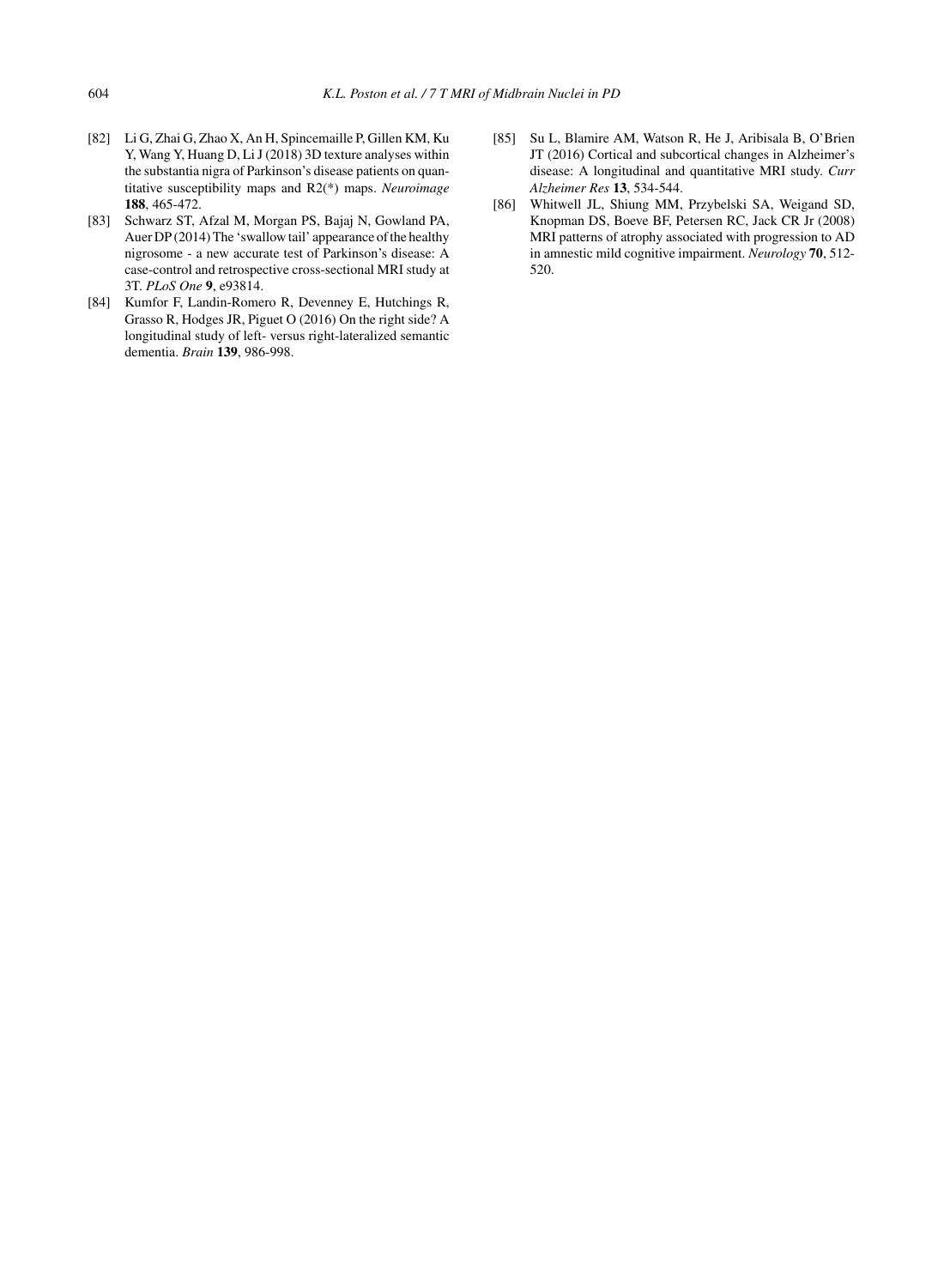[82] Li G, Zhai G, Zhao X, An H, Spincemaille P, Gillen KM, Ku Y, Wang Y, Huang D, Li J (2018) 3D texture analyses within the substantia nigra of Parkinson's disease patients on quantitative susceptibility maps and R2(*) maps. *Neuroimage* **188**, 465-472.

[83] Schwarz ST, Afzal M, Morgan PS, Bajaj N, Gowland PA, Auer DP (2014) The 'swallow tail' appearance of the healthy nigrosome - a new accurate test of Parkinson's disease: A case-control and retrospective cross-sectional MRI study at 3T. *PLoS One* **9**, e93814.

[84] Kumfor F, Landin-Romero R, Devenney E, Hutchings R, Grasso R, Hodges JR, Piguet O (2016) On the right side? A longitudinal study of left- versus right-lateralized semantic dementia. *Brain* **139**, 986-998.

[85] Su L, Blamire AM, Watson R, He J, Aribisala B, O'Brien JT (2016) Cortical and subcortical changes in Alzheimer's disease: A longitudinal and quantitative MRI study. *Curr Alzheimer Res* **13**, 534-544.

[86] Whitwell JL, Shiung MM, Przybelski SA, Weigand SD, Knopman DS, Boeve BF, Petersen RC, Jack CR Jr (2008) MRI patterns of atrophy associated with progression to AD in amnestic mild cognitive impairment. *Neurology* **70**, 512-520.